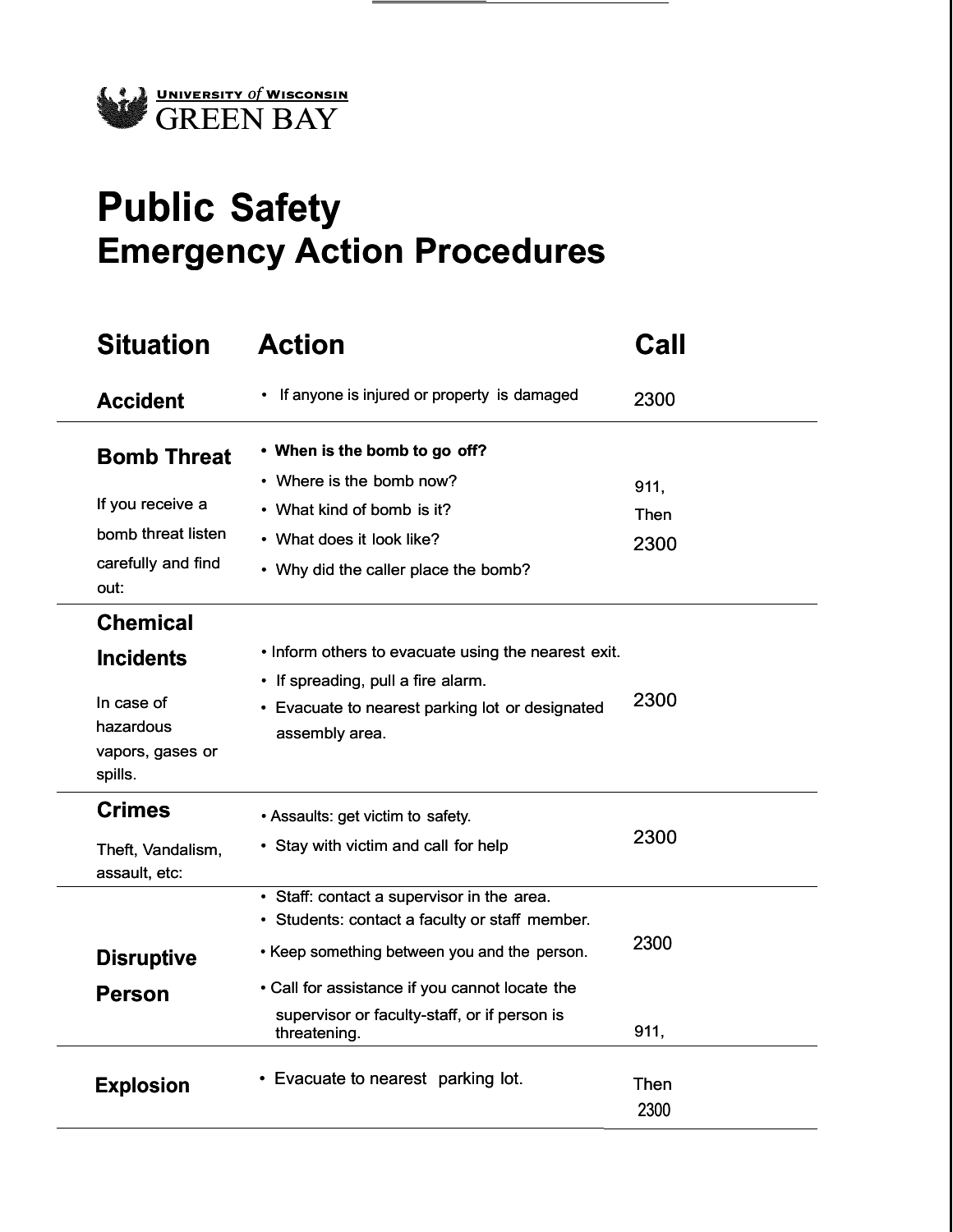UNIVERSITY *of* WISCONSIN
GREEN BAY

# Public Safety
# Emergency Action Procedures

| Situation | Action | Call |
|---|---|---|
| **Accident** | • If anyone is injured or property is damaged | 2300 |
| **Bomb Threat**<br><br>If you receive a bomb threat listen carefully and find out: | • **When is the bomb to go off?**<br>• Where is the bomb now?<br>• What kind of bomb is it?<br>• What does it look like?<br>• Why did the caller place the bomb? | 911,<br>Then<br>2300 |
| **Chemical Incidents**<br><br>In case of hazardous vapors, gases or spills. | • Inform others to evacuate using the nearest exit.<br>• If spreading, pull a fire alarm.<br>• Evacuate to nearest parking lot or designated assembly area. | 2300 |
| **Crimes**<br><br>Theft, Vandalism, assault, etc: | • Assaults: get victim to safety.<br>• Stay with victim and call for help | 2300 |
| **Disruptive Person** | • Staff: contact a supervisor in the area.<br>• Students: contact a faculty or staff member.<br>• Keep something between you and the person.<br>• Call for assistance if you cannot locate the supervisor or faculty-staff, or if person is threatening. | 2300 |
| **Explosion** | • Evacuate to nearest parking lot. | 911,<br>Then<br>2300 |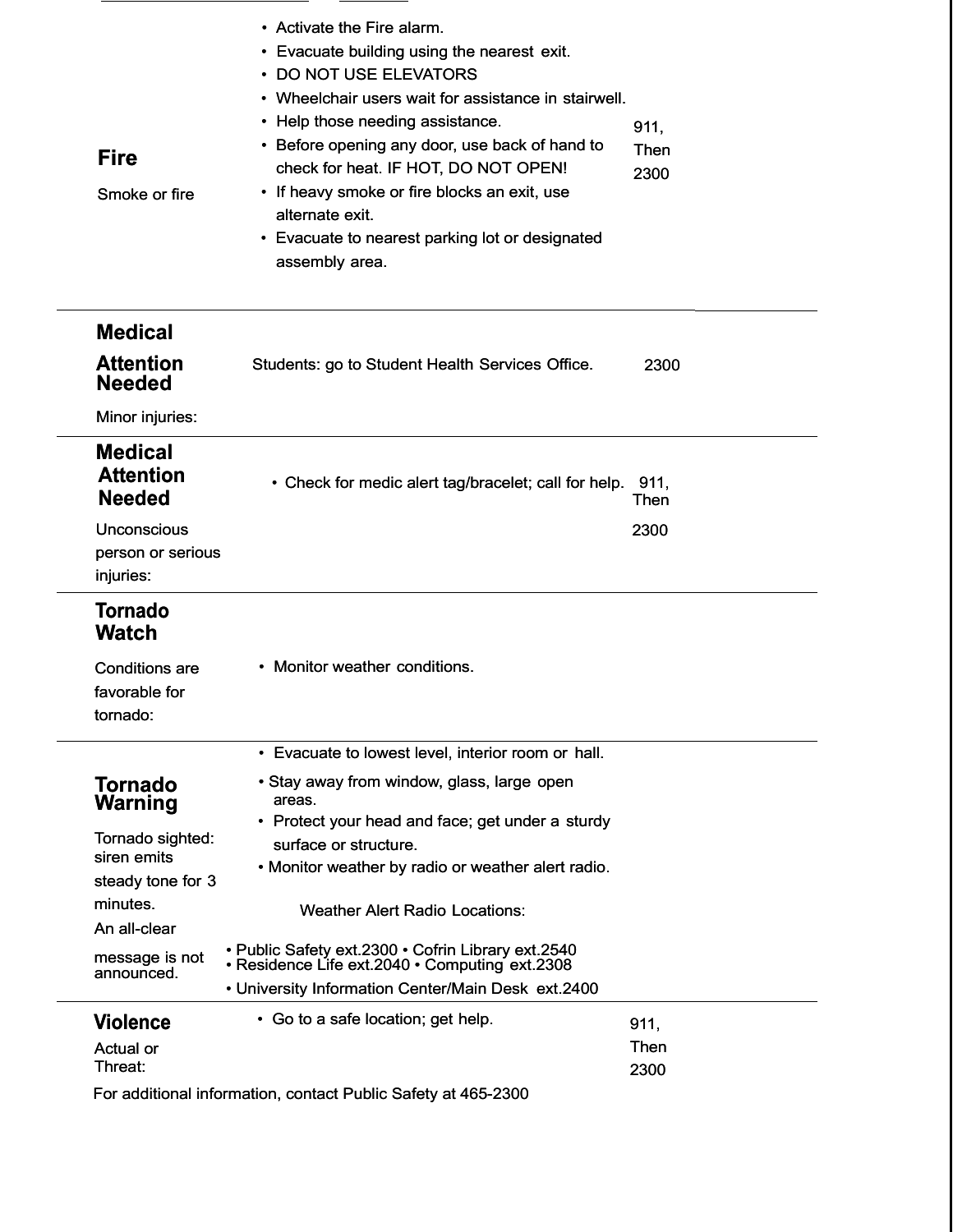| | | |
|---|---|---|
| **Fire**<br><br>Smoke or fire | • Activate the Fire alarm.<br>• Evacuate building using the nearest exit.<br>• DO NOT USE ELEVATORS<br>• Wheelchair users wait for assistance in stairwell.<br>• Help those needing assistance.<br>• Before opening any door, use back of hand to check for heat. IF HOT, DO NOT OPEN!<br>• If heavy smoke or fire blocks an exit, use alternate exit.<br>• Evacuate to nearest parking lot or designated assembly area. | 911, Then 2300 |
| **Medical Attention Needed**<br><br>Minor injuries: | Students: go to Student Health Services Office. | 2300 |
| **Medical Attention Needed**<br><br>Unconscious person or serious injuries: | • Check for medic alert tag/bracelet; call for help. | 911, Then 2300 |
| **Tornado Watch**<br><br>Conditions are favorable for tornado: | • Monitor weather conditions. | |
| **Tornado Warning**<br><br>Tornado sighted: siren emits steady tone for 3 minutes.<br>An all-clear message is not announced. | • Evacuate to lowest level, interior room or hall.<br>• Stay away from window, glass, large open areas.<br>• Protect your head and face; get under a sturdy surface or structure.<br>• Monitor weather by radio or weather alert radio.<br><br>Weather Alert Radio Locations:<br><br>• Public Safety ext.2300 • Cofrin Library ext.2540<br>• Residence Life ext.2040 • Computing ext.2308<br>• University Information Center/Main Desk ext.2400 | |
| **Violence**<br><br>Actual or Threat: | • Go to a safe location; get help. | 911, Then 2300 |

For additional information, contact Public Safety at 465-2300